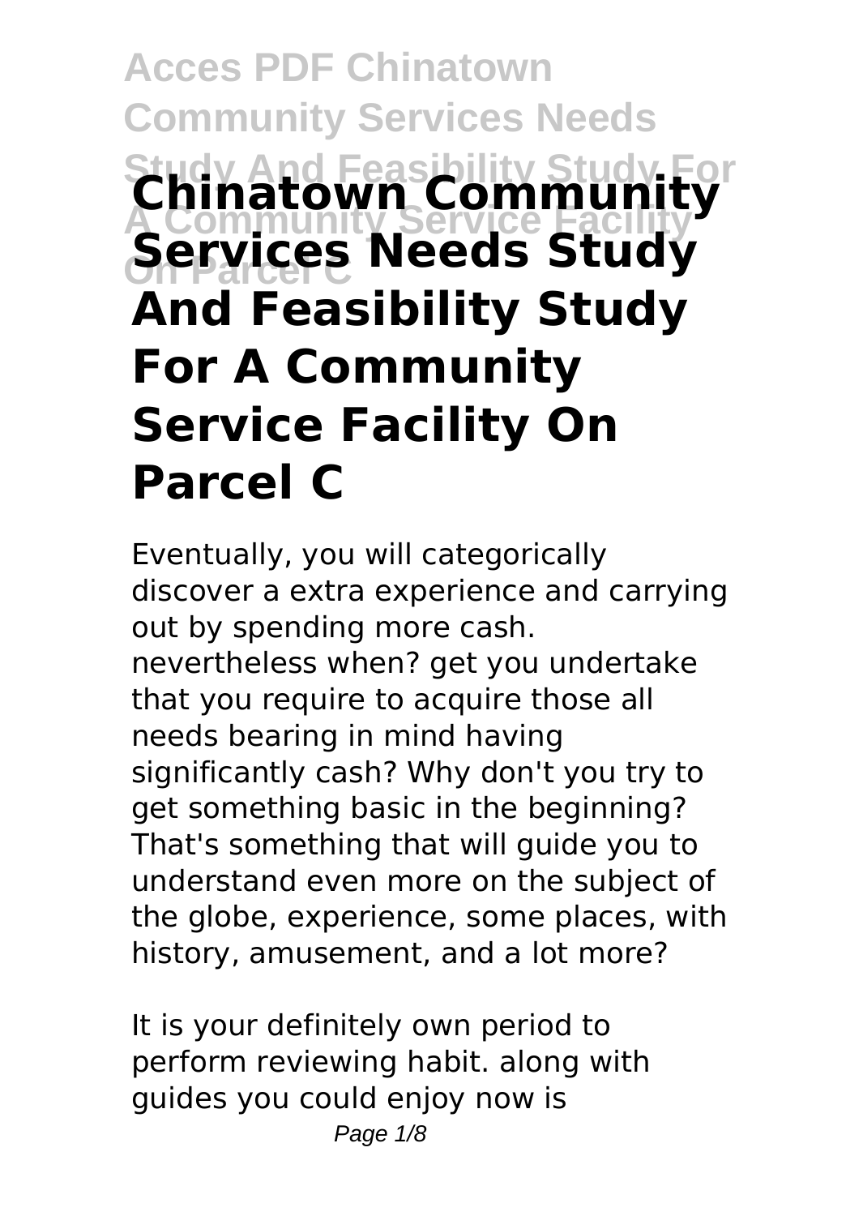# Chinatown Community Services Needs Study And Feasibility Study For A Community Service Facility On Parcel C

Eventually, you will categorically discover a extra experience and carrying out by spending more cash. nevertheless when? get you undertake that you require to acquire those all needs bearing in mind having significantly cash? Why don't you try to get something basic in the beginning? That's something that will guide you to understand even more on the subject of the globe, experience, some places, with history, amusement, and a lot more?

It is your definitely own period to perform reviewing habit. along with guides you could enjoy now is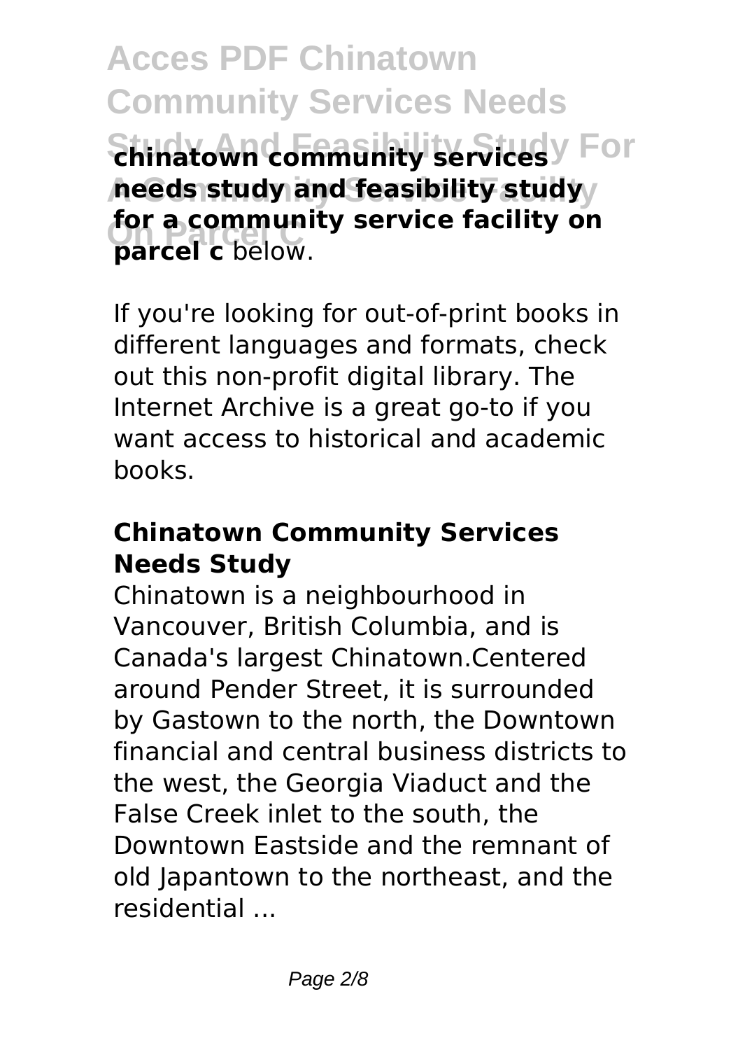**chinatown community services needs study and feasibility study for a community service facility on parcel c** below.

If you're looking for out-of-print books in different languages and formats, check out this non-profit digital library. The Internet Archive is a great go-to if you want access to historical and academic books.

## Chinatown Community Services Needs Study

Chinatown is a neighbourhood in Vancouver, British Columbia, and is Canada's largest Chinatown.Centered around Pender Street, it is surrounded by Gastown to the north, the Downtown financial and central business districts to the west, the Georgia Viaduct and the False Creek inlet to the south, the Downtown Eastside and the remnant of old Japantown to the northeast, and the residential ...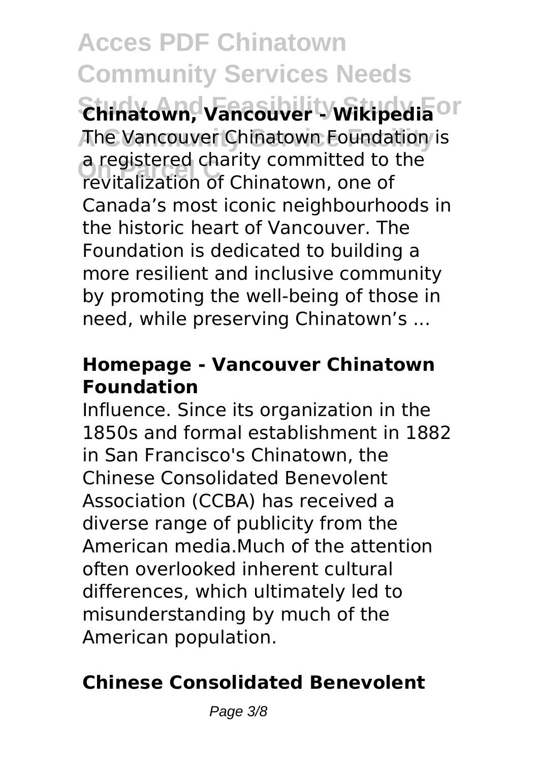**Chinatown, Vancouver - Wikipedia**

The Vancouver Chinatown Foundation is a registered charity committed to the revitalization of Chinatown, one of Canada's most iconic neighbourhoods in the historic heart of Vancouver. The Foundation is dedicated to building a more resilient and inclusive community by promoting the well-being of those in need, while preserving Chinatown's ...

### Homepage - Vancouver Chinatown Foundation

Influence. Since its organization in the 1850s and formal establishment in 1882 in San Francisco's Chinatown, the Chinese Consolidated Benevolent Association (CCBA) has received a diverse range of publicity from the American media.Much of the attention often overlooked inherent cultural differences, which ultimately led to misunderstanding by much of the American population.

### Chinese Consolidated Benevolent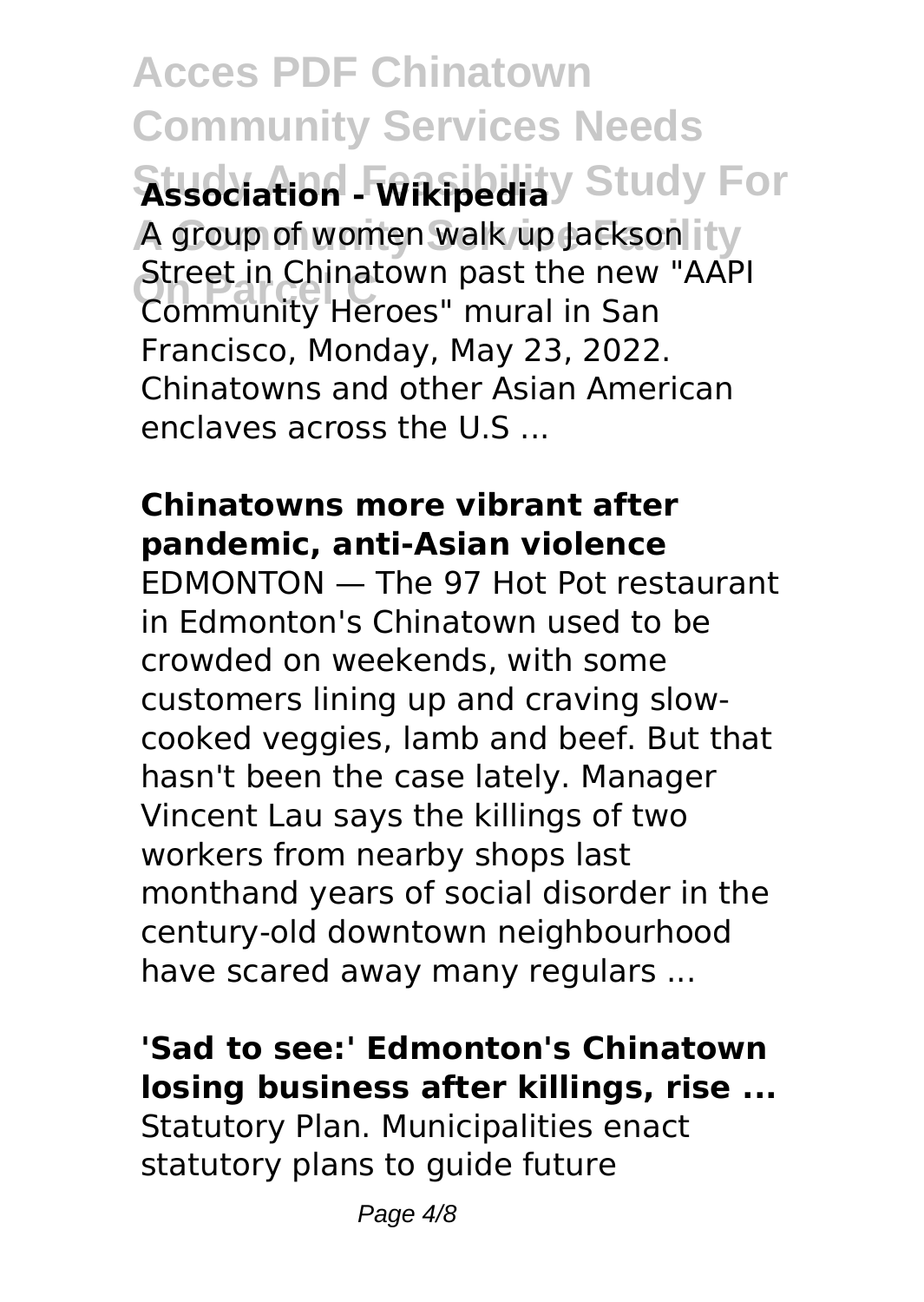**Association - Wikipedia**

A group of women walk up Jackson Street in Chinatown past the new "AAPI Community Heroes" mural in San Francisco, Monday, May 23, 2022. Chinatowns and other Asian American enclaves across the U.S ...

**Chinatowns more vibrant after pandemic, anti-Asian violence**

EDMONTON — The 97 Hot Pot restaurant in Edmonton's Chinatown used to be crowded on weekends, with some customers lining up and craving slow-cooked veggies, lamb and beef. But that hasn't been the case lately. Manager Vincent Lau says the killings of two workers from nearby shops last monthand years of social disorder in the century-old downtown neighbourhood have scared away many regulars ...

**'Sad to see:' Edmonton's Chinatown losing business after killings, rise ...**

Statutory Plan. Municipalities enact statutory plans to guide future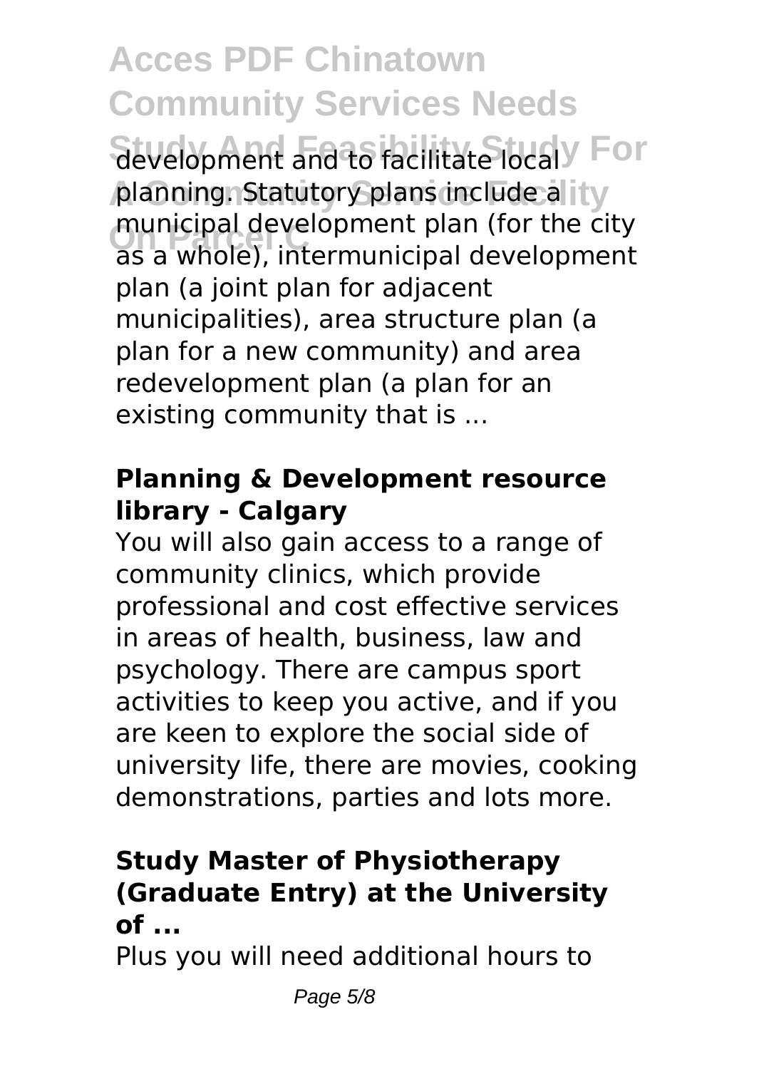development and to facilitate local planning. Statutory plans include a municipal development plan (for the city as a whole), intermunicipal development plan (a joint plan for adjacent municipalities), area structure plan (a plan for a new community) and area redevelopment plan (a plan for an existing community that is ...

### Planning & Development resource library - Calgary

You will also gain access to a range of community clinics, which provide professional and cost effective services in areas of health, business, law and psychology. There are campus sport activities to keep you active, and if you are keen to explore the social side of university life, there are movies, cooking demonstrations, parties and lots more.

### Study Master of Physiotherapy (Graduate Entry) at the University of ...

Plus you will need additional hours to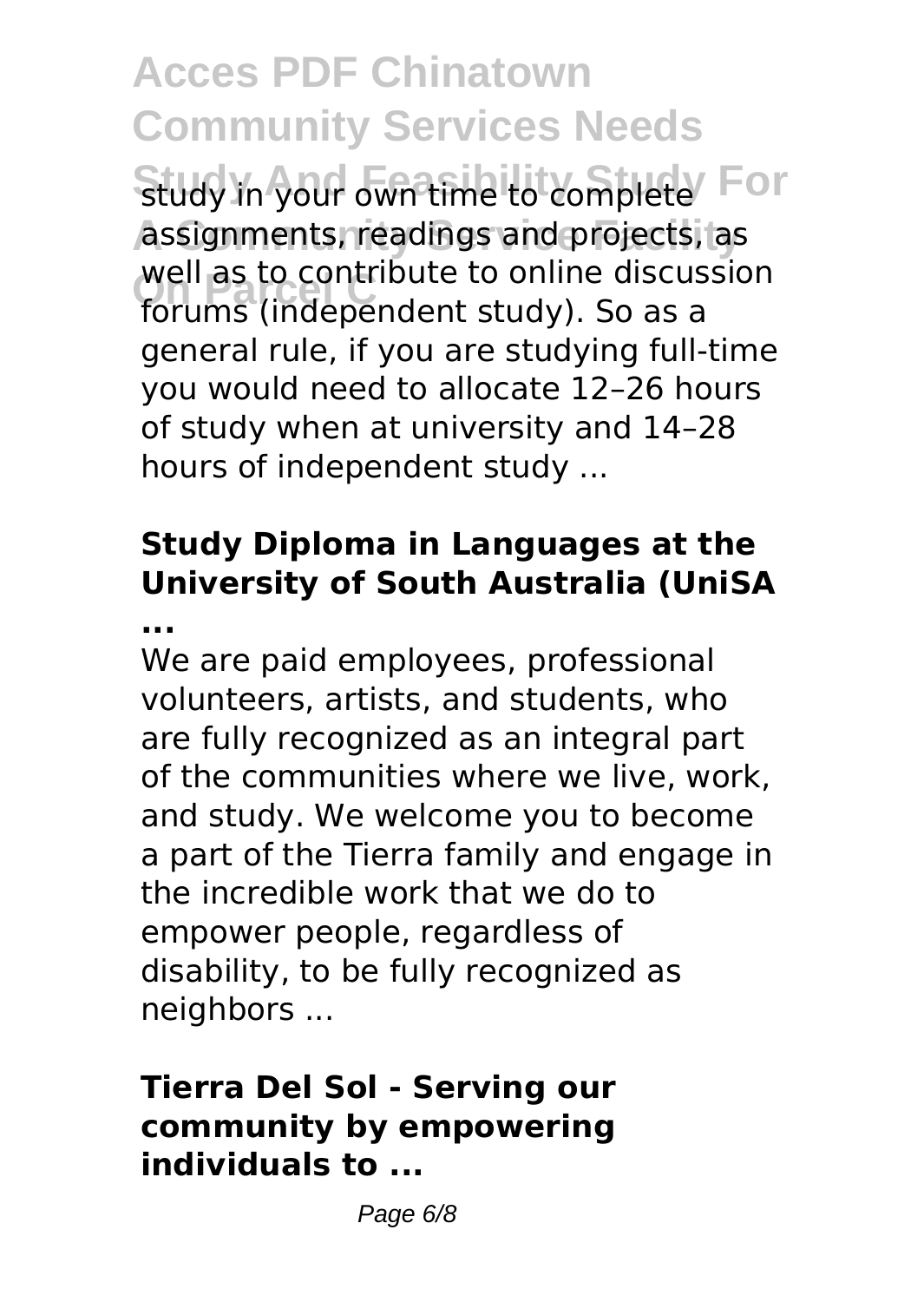study in your own time to complete assignments, readings and projects, as well as to contribute to online discussion forums (independent study). So as a general rule, if you are studying full-time you would need to allocate 12–26 hours of study when at university and 14–28 hours of independent study ...

### Study Diploma in Languages at the University of South Australia (UniSA ...

We are paid employees, professional volunteers, artists, and students, who are fully recognized as an integral part of the communities where we live, work, and study. We welcome you to become a part of the Tierra family and engage in the incredible work that we do to empower people, regardless of disability, to be fully recognized as neighbors ...

### Tierra Del Sol - Serving our community by empowering individuals to ...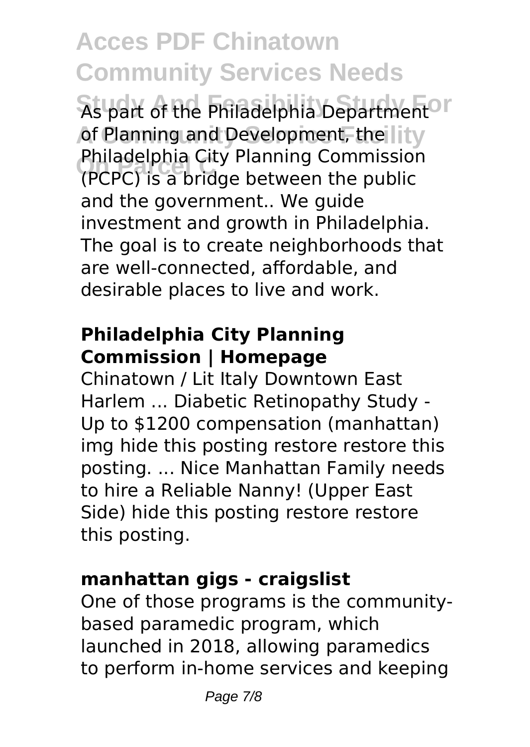As part of the Philadelphia Department of Planning and Development, the Philadelphia City Planning Commission (PCPC) is a bridge between the public and the government.. We guide investment and growth in Philadelphia. The goal is to create neighborhoods that are well-connected, affordable, and desirable places to live and work.

## Philadelphia City Planning Commission | Homepage

Chinatown / Lit Italy Downtown East Harlem ... Diabetic Retinopathy Study - Up to $1200 compensation (manhattan) img hide this posting restore restore this posting. ... Nice Manhattan Family needs to hire a Reliable Nanny! (Upper East Side) hide this posting restore restore this posting.

## manhattan gigs - craigslist

One of those programs is the community-based paramedic program, which launched in 2018, allowing paramedics to perform in-home services and keeping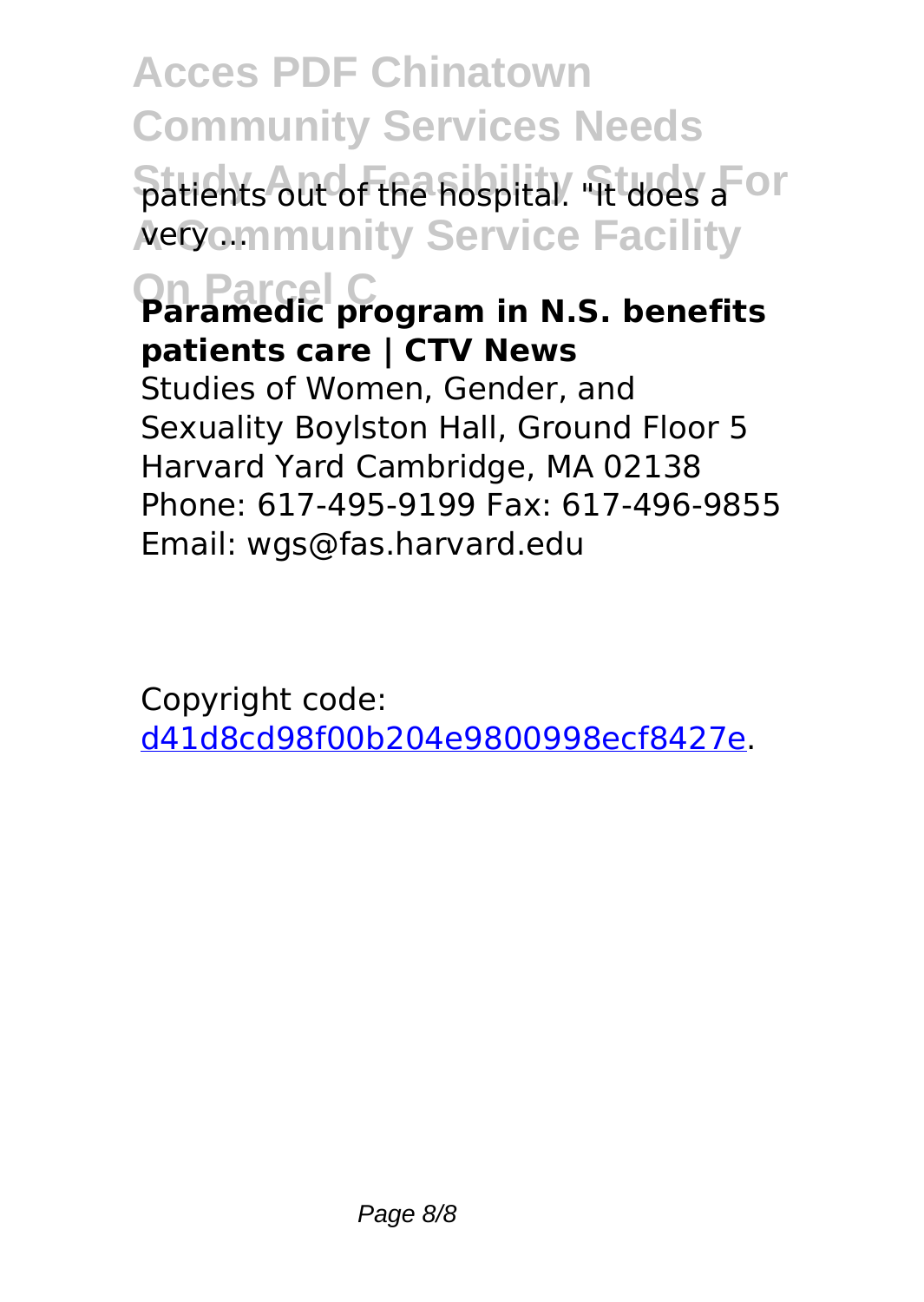patients out of the hospital. "It does a very ...

**Paramedic program in N.S. benefits patients care | CTV News**

Studies of Women, Gender, and Sexuality Boylston Hall, Ground Floor 5 Harvard Yard Cambridge, MA 02138 Phone: 617-495-9199 Fax: 617-496-9855 Email: wgs@fas.harvard.edu

Copyright code: d41d8cd98f00b204e9800998ecf8427e.